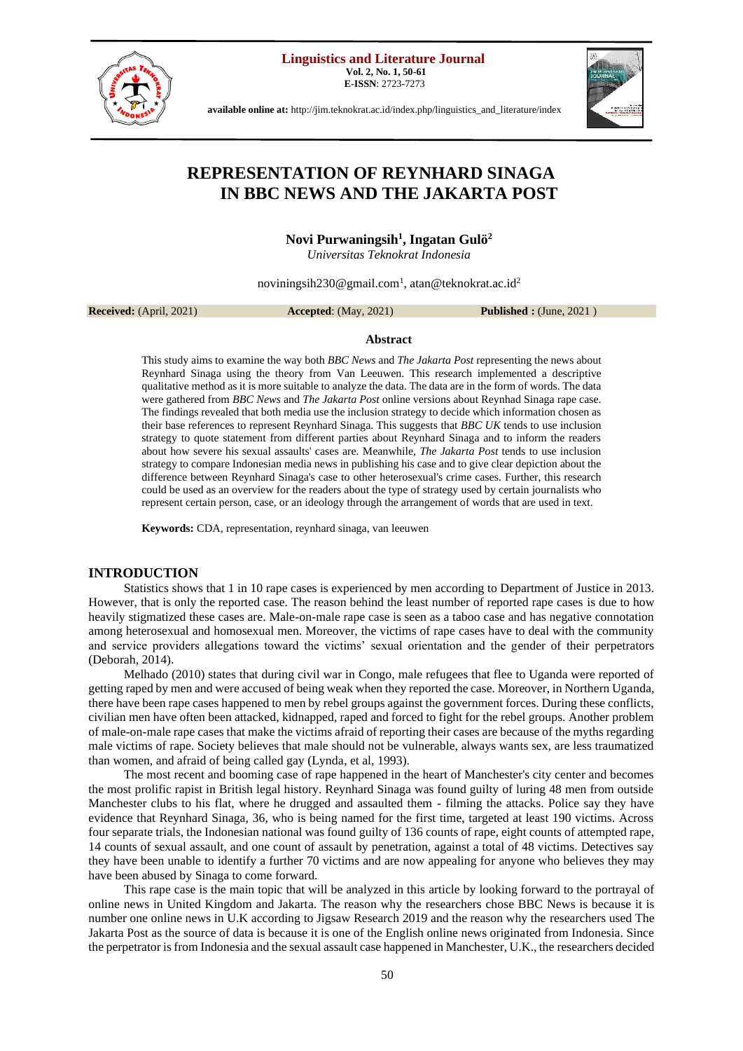**Linguistics and Literature Journal**
**Vol. 2, No. 1, 50-61**
**E-ISSN**: 2723-7273

**available online at:** http://jim.teknokrat.ac.id/index.php/linguistics_and_literature/index

# REPRESENTATION OF REYNHARD SINAGA IN BBC NEWS AND THE JAKARTA POST

**Novi Purwaningsih[1], Ingatan Gulö[2]**
*Universitas Teknokrat Indonesia*

noviningsih230@gmail.com[1], atan@teknokrat.ac.id[2]

**Received:** (April, 2021) **Accepted**: (May, 2021) **Published :** (June, 2021 )

### Abstract

This study aims to examine the way both *BBC News* and *The Jakarta Post* representing the news about Reynhard Sinaga using the theory from Van Leeuwen. This research implemented a descriptive qualitative method as it is more suitable to analyze the data. The data are in the form of words. The data were gathered from *BBC News* and *The Jakarta Post* online versions about Reynhad Sinaga rape case. The findings revealed that both media use the inclusion strategy to decide which information chosen as their base references to represent Reynhard Sinaga. This suggests that *BBC UK* tends to use inclusion strategy to quote statement from different parties about Reynhard Sinaga and to inform the readers about how severe his sexual assaults' cases are. Meanwhile, *The Jakarta Post* tends to use inclusion strategy to compare Indonesian media news in publishing his case and to give clear depiction about the difference between Reynhard Sinaga's case to other heterosexual's crime cases. Further, this research could be used as an overview for the readers about the type of strategy used by certain journalists who represent certain person, case, or an ideology through the arrangement of words that are used in text.

**Keywords:** CDA, representation, reynhard sinaga, van leeuwen

## INTRODUCTION

Statistics shows that 1 in 10 rape cases is experienced by men according to Department of Justice in 2013. However, that is only the reported case. The reason behind the least number of reported rape cases is due to how heavily stigmatized these cases are. Male-on-male rape case is seen as a taboo case and has negative connotation among heterosexual and homosexual men. Moreover, the victims of rape cases have to deal with the community and service providers allegations toward the victims' sexual orientation and the gender of their perpetrators (Deborah, 2014).

Melhado (2010) states that during civil war in Congo, male refugees that flee to Uganda were reported of getting raped by men and were accused of being weak when they reported the case. Moreover, in Northern Uganda, there have been rape cases happened to men by rebel groups against the government forces. During these conflicts, civilian men have often been attacked, kidnapped, raped and forced to fight for the rebel groups. Another problem of male-on-male rape cases that make the victims afraid of reporting their cases are because of the myths regarding male victims of rape. Society believes that male should not be vulnerable, always wants sex, are less traumatized than women, and afraid of being called gay (Lynda, et al, 1993).

The most recent and booming case of rape happened in the heart of Manchester's city center and becomes the most prolific rapist in British legal history. Reynhard Sinaga was found guilty of luring 48 men from outside Manchester clubs to his flat, where he drugged and assaulted them - filming the attacks. Police say they have evidence that Reynhard Sinaga, 36, who is being named for the first time, targeted at least 190 victims. Across four separate trials, the Indonesian national was found guilty of 136 counts of rape, eight counts of attempted rape, 14 counts of sexual assault, and one count of assault by penetration, against a total of 48 victims. Detectives say they have been unable to identify a further 70 victims and are now appealing for anyone who believes they may have been abused by Sinaga to come forward.

This rape case is the main topic that will be analyzed in this article by looking forward to the portrayal of online news in United Kingdom and Jakarta. The reason why the researchers chose BBC News is because it is number one online news in U.K according to Jigsaw Research 2019 and the reason why the researchers used The Jakarta Post as the source of data is because it is one of the English online news originated from Indonesia. Since the perpetrator is from Indonesia and the sexual assault case happened in Manchester, U.K., the researchers decided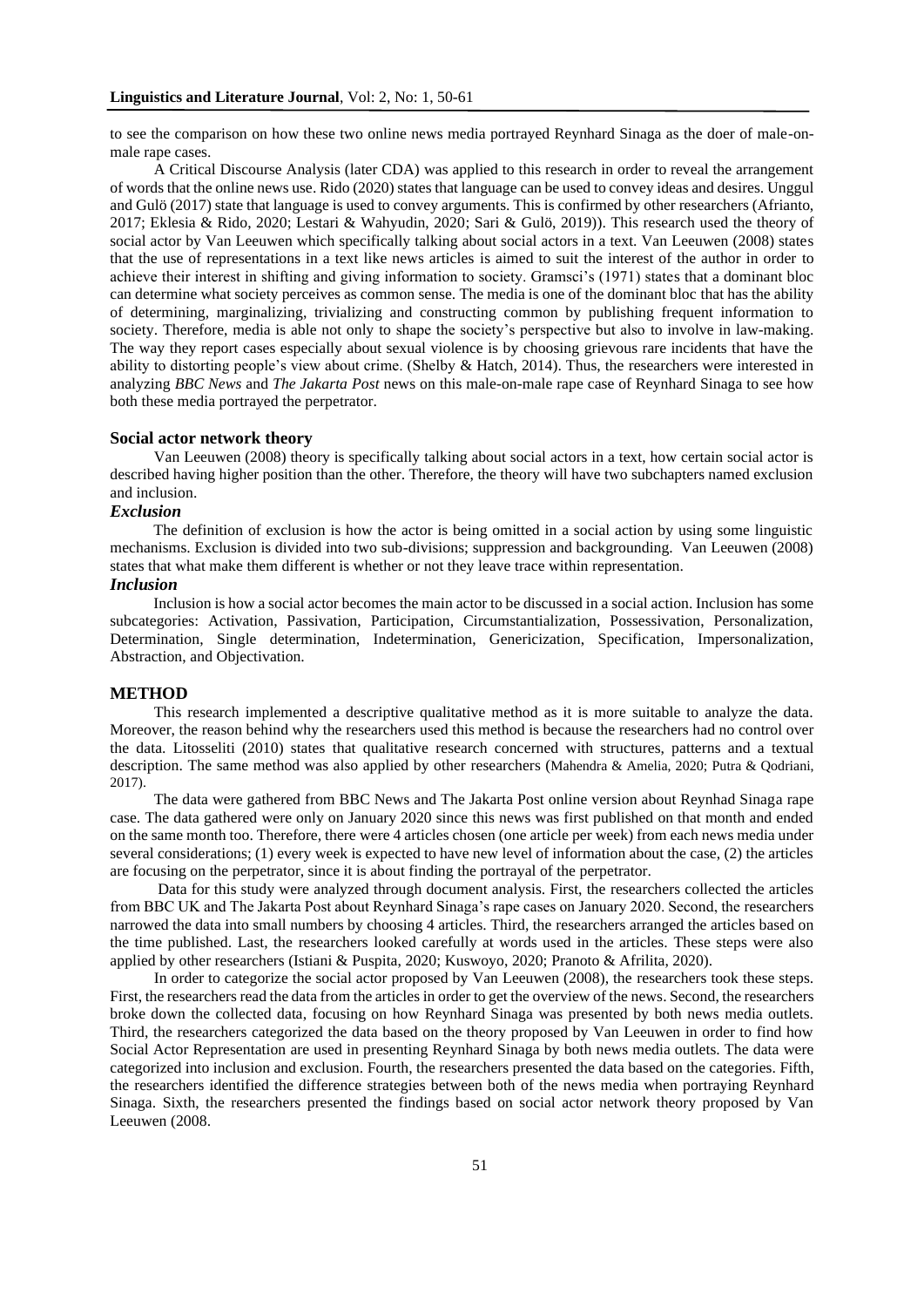to see the comparison on how these two online news media portrayed Reynhard Sinaga as the doer of male-on-male rape cases.

A Critical Discourse Analysis (later CDA) was applied to this research in order to reveal the arrangement of words that the online news use. Rido (2020) states that language can be used to convey ideas and desires. Unggul and Gulö (2017) state that language is used to convey arguments. This is confirmed by other researchers (Afrianto, 2017; Eklesia & Rido, 2020; Lestari & Wahyudin, 2020; Sari & Gulö, 2019)). This research used the theory of social actor by Van Leeuwen which specifically talking about social actors in a text. Van Leeuwen (2008) states that the use of representations in a text like news articles is aimed to suit the interest of the author in order to achieve their interest in shifting and giving information to society. Gramsci's (1971) states that a dominant bloc can determine what society perceives as common sense. The media is one of the dominant bloc that has the ability of determining, marginalizing, trivializing and constructing common by publishing frequent information to society. Therefore, media is able not only to shape the society's perspective but also to involve in law-making. The way they report cases especially about sexual violence is by choosing grievous rare incidents that have the ability to distorting people's view about crime. (Shelby & Hatch, 2014). Thus, the researchers were interested in analyzing *BBC News* and *The Jakarta Post* news on this male-on-male rape case of Reynhard Sinaga to see how both these media portrayed the perpetrator.

### Social actor network theory

Van Leeuwen (2008) theory is specifically talking about social actors in a text, how certain social actor is described having higher position than the other. Therefore, the theory will have two subchapters named exclusion and inclusion.

#### *Exclusion*

The definition of exclusion is how the actor is being omitted in a social action by using some linguistic mechanisms. Exclusion is divided into two sub-divisions; suppression and backgrounding. Van Leeuwen (2008) states that what make them different is whether or not they leave trace within representation.

#### *Inclusion*

Inclusion is how a social actor becomes the main actor to be discussed in a social action. Inclusion has some subcategories: Activation, Passivation, Participation, Circumstantialization, Possessivation, Personalization, Determination, Single determination, Indetermination, Genericization, Specification, Impersonalization, Abstraction, and Objectivation.

## METHOD

This research implemented a descriptive qualitative method as it is more suitable to analyze the data. Moreover, the reason behind why the researchers used this method is because the researchers had no control over the data. Litosseliti (2010) states that qualitative research concerned with structures, patterns and a textual description. The same method was also applied by other researchers (Mahendra & Amelia, 2020; Putra & Qodriani, 2017).

The data were gathered from BBC News and The Jakarta Post online version about Reynhad Sinaga rape case. The data gathered were only on January 2020 since this news was first published on that month and ended on the same month too. Therefore, there were 4 articles chosen (one article per week) from each news media under several considerations; (1) every week is expected to have new level of information about the case, (2) the articles are focusing on the perpetrator, since it is about finding the portrayal of the perpetrator.

Data for this study were analyzed through document analysis. First, the researchers collected the articles from BBC UK and The Jakarta Post about Reynhard Sinaga's rape cases on January 2020. Second, the researchers narrowed the data into small numbers by choosing 4 articles. Third, the researchers arranged the articles based on the time published. Last, the researchers looked carefully at words used in the articles. These steps were also applied by other researchers (Istiani & Puspita, 2020; Kuswoyo, 2020; Pranoto & Afrilita, 2020).

In order to categorize the social actor proposed by Van Leeuwen (2008), the researchers took these steps. First, the researchers read the data from the articles in order to get the overview of the news. Second, the researchers broke down the collected data, focusing on how Reynhard Sinaga was presented by both news media outlets. Third, the researchers categorized the data based on the theory proposed by Van Leeuwen in order to find how Social Actor Representation are used in presenting Reynhard Sinaga by both news media outlets. The data were categorized into inclusion and exclusion. Fourth, the researchers presented the data based on the categories. Fifth, the researchers identified the difference strategies between both of the news media when portraying Reynhard Sinaga. Sixth, the researchers presented the findings based on social actor network theory proposed by Van Leeuwen (2008.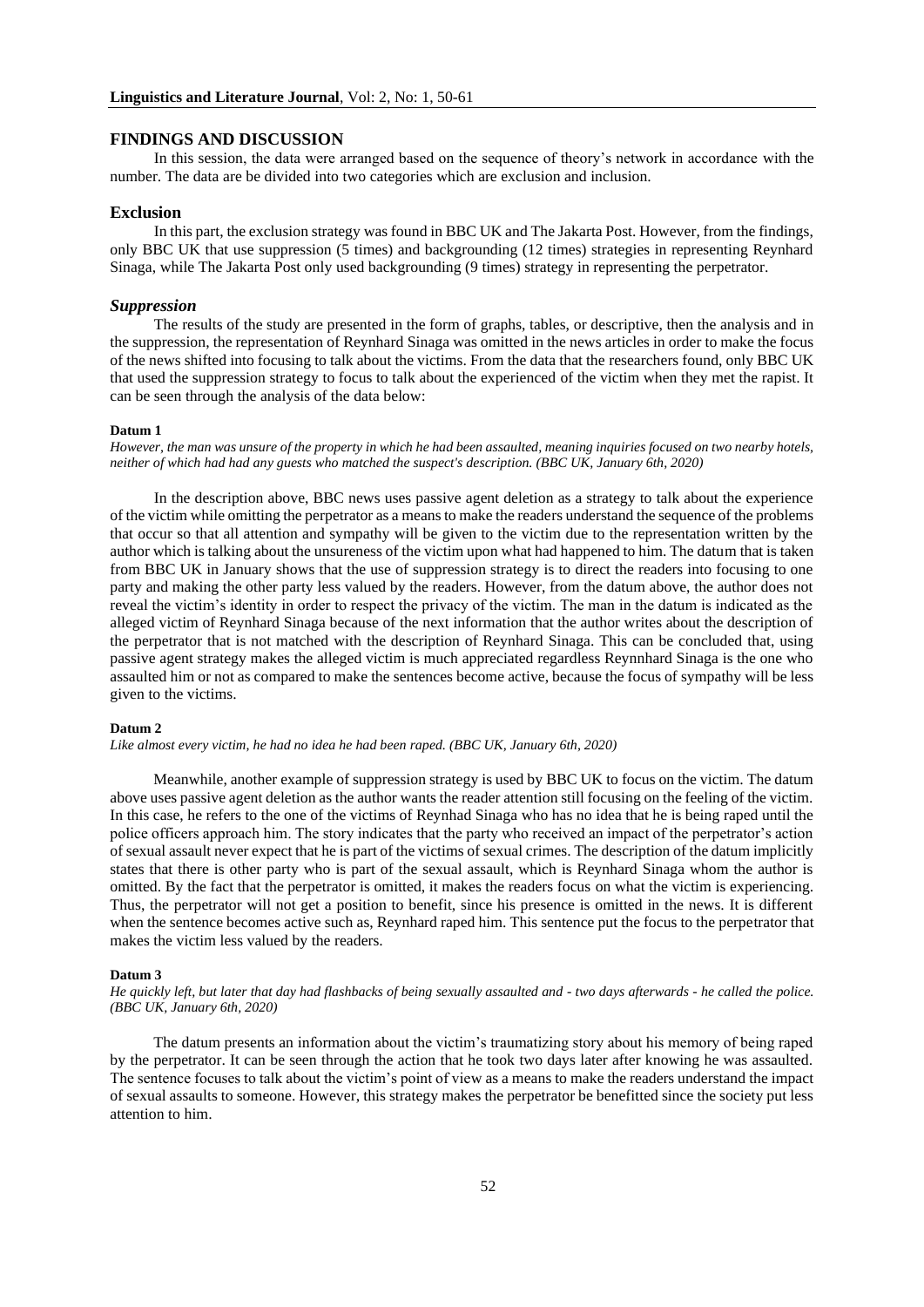## FINDINGS AND DISCUSSION

In this session, the data were arranged based on the sequence of theory's network in accordance with the number. The data are be divided into two categories which are exclusion and inclusion.

### Exclusion

In this part, the exclusion strategy was found in BBC UK and The Jakarta Post. However, from the findings, only BBC UK that use suppression (5 times) and backgrounding (12 times) strategies in representing Reynhard Sinaga, while The Jakarta Post only used backgrounding (9 times) strategy in representing the perpetrator.

### *Suppression*

The results of the study are presented in the form of graphs, tables, or descriptive, then the analysis and in the suppression, the representation of Reynhard Sinaga was omitted in the news articles in order to make the focus of the news shifted into focusing to talk about the victims. From the data that the researchers found, only BBC UK that used the suppression strategy to focus to talk about the experienced of the victim when they met the rapist. It can be seen through the analysis of the data below:

**Datum 1**

*However, the man was unsure of the property in which he had been assaulted, meaning inquiries focused on two nearby hotels, neither of which had had any guests who matched the suspect's description. (BBC UK, January 6th, 2020)*

In the description above, BBC news uses passive agent deletion as a strategy to talk about the experience of the victim while omitting the perpetrator as a means to make the readers understand the sequence of the problems that occur so that all attention and sympathy will be given to the victim due to the representation written by the author which is talking about the unsureness of the victim upon what had happened to him. The datum that is taken from BBC UK in January shows that the use of suppression strategy is to direct the readers into focusing to one party and making the other party less valued by the readers. However, from the datum above, the author does not reveal the victim's identity in order to respect the privacy of the victim. The man in the datum is indicated as the alleged victim of Reynhard Sinaga because of the next information that the author writes about the description of the perpetrator that is not matched with the description of Reynhard Sinaga. This can be concluded that, using passive agent strategy makes the alleged victim is much appreciated regardless Reynnhard Sinaga is the one who assaulted him or not as compared to make the sentences become active, because the focus of sympathy will be less given to the victims.

**Datum 2**

*Like almost every victim, he had no idea he had been raped. (BBC UK, January 6th, 2020)*

Meanwhile, another example of suppression strategy is used by BBC UK to focus on the victim. The datum above uses passive agent deletion as the author wants the reader attention still focusing on the feeling of the victim. In this case, he refers to the one of the victims of Reynhad Sinaga who has no idea that he is being raped until the police officers approach him. The story indicates that the party who received an impact of the perpetrator's action of sexual assault never expect that he is part of the victims of sexual crimes. The description of the datum implicitly states that there is other party who is part of the sexual assault, which is Reynhard Sinaga whom the author is omitted. By the fact that the perpetrator is omitted, it makes the readers focus on what the victim is experiencing. Thus, the perpetrator will not get a position to benefit, since his presence is omitted in the news. It is different when the sentence becomes active such as, Reynhard raped him. This sentence put the focus to the perpetrator that makes the victim less valued by the readers.

**Datum 3**

*He quickly left, but later that day had flashbacks of being sexually assaulted and - two days afterwards - he called the police. (BBC UK, January 6th, 2020)*

The datum presents an information about the victim's traumatizing story about his memory of being raped by the perpetrator. It can be seen through the action that he took two days later after knowing he was assaulted. The sentence focuses to talk about the victim's point of view as a means to make the readers understand the impact of sexual assaults to someone. However, this strategy makes the perpetrator be benefitted since the society put less attention to him.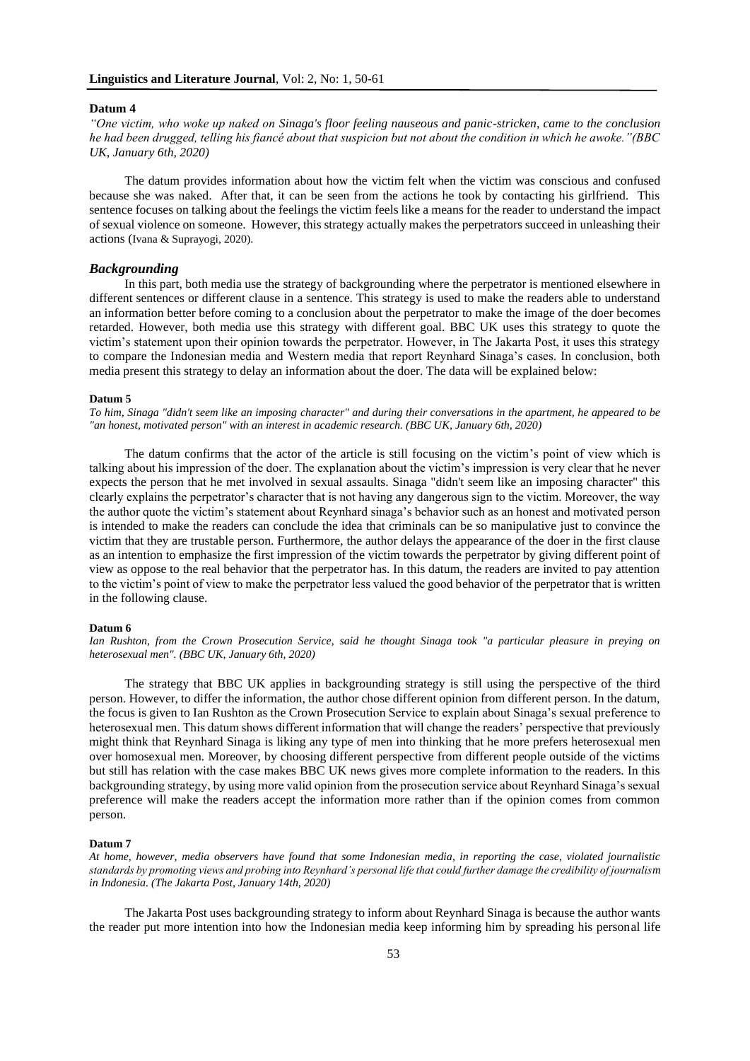#### Datum 4

*"One victim, who woke up naked on Sinaga's floor feeling nauseous and panic-stricken, came to the conclusion he had been drugged, telling his fiancé about that suspicion but not about the condition in which he awoke."(BBC UK, January 6th, 2020)*

The datum provides information about how the victim felt when the victim was conscious and confused because she was naked. After that, it can be seen from the actions he took by contacting his girlfriend. This sentence focuses on talking about the feelings the victim feels like a means for the reader to understand the impact of sexual violence on someone. However, this strategy actually makes the perpetrators succeed in unleashing their actions (Ivana & Suprayogi, 2020).

### *Backgrounding*

In this part, both media use the strategy of backgrounding where the perpetrator is mentioned elsewhere in different sentences or different clause in a sentence. This strategy is used to make the readers able to understand an information better before coming to a conclusion about the perpetrator to make the image of the doer becomes retarded. However, both media use this strategy with different goal. BBC UK uses this strategy to quote the victim's statement upon their opinion towards the perpetrator. However, in The Jakarta Post, it uses this strategy to compare the Indonesian media and Western media that report Reynhard Sinaga's cases. In conclusion, both media present this strategy to delay an information about the doer. The data will be explained below:

#### Datum 5

*To him, Sinaga "didn't seem like an imposing character" and during their conversations in the apartment, he appeared to be "an honest, motivated person" with an interest in academic research. (BBC UK, January 6th, 2020)*

The datum confirms that the actor of the article is still focusing on the victim's point of view which is talking about his impression of the doer. The explanation about the victim's impression is very clear that he never expects the person that he met involved in sexual assaults. Sinaga "didn't seem like an imposing character" this clearly explains the perpetrator's character that is not having any dangerous sign to the victim. Moreover, the way the author quote the victim's statement about Reynhard sinaga's behavior such as an honest and motivated person is intended to make the readers can conclude the idea that criminals can be so manipulative just to convince the victim that they are trustable person. Furthermore, the author delays the appearance of the doer in the first clause as an intention to emphasize the first impression of the victim towards the perpetrator by giving different point of view as oppose to the real behavior that the perpetrator has. In this datum, the readers are invited to pay attention to the victim's point of view to make the perpetrator less valued the good behavior of the perpetrator that is written in the following clause.

#### Datum 6

*Ian Rushton, from the Crown Prosecution Service, said he thought Sinaga took "a particular pleasure in preying on heterosexual men". (BBC UK, January 6th, 2020)*

The strategy that BBC UK applies in backgrounding strategy is still using the perspective of the third person. However, to differ the information, the author chose different opinion from different person. In the datum, the focus is given to Ian Rushton as the Crown Prosecution Service to explain about Sinaga's sexual preference to heterosexual men. This datum shows different information that will change the readers' perspective that previously might think that Reynhard Sinaga is liking any type of men into thinking that he more prefers heterosexual men over homosexual men. Moreover, by choosing different perspective from different people outside of the victims but still has relation with the case makes BBC UK news gives more complete information to the readers. In this backgrounding strategy, by using more valid opinion from the prosecution service about Reynhard Sinaga's sexual preference will make the readers accept the information more rather than if the opinion comes from common person.

#### Datum 7

*At home, however, media observers have found that some Indonesian media, in reporting the case, violated journalistic standards by promoting views and probing into Reynhard's personal life that could further damage the credibility of journalism in Indonesia. (The Jakarta Post, January 14th, 2020)*

The Jakarta Post uses backgrounding strategy to inform about Reynhard Sinaga is because the author wants the reader put more intention into how the Indonesian media keep informing him by spreading his personal life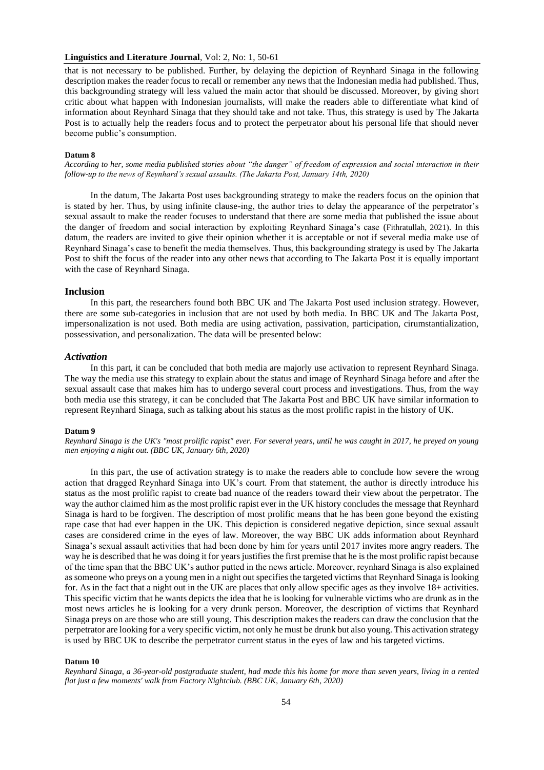that is not necessary to be published. Further, by delaying the depiction of Reynhard Sinaga in the following description makes the reader focus to recall or remember any news that the Indonesian media had published. Thus, this backgrounding strategy will less valued the main actor that should be discussed. Moreover, by giving short critic about what happen with Indonesian journalists, will make the readers able to differentiate what kind of information about Reynhard Sinaga that they should take and not take. Thus, this strategy is used by The Jakarta Post is to actually help the readers focus and to protect the perpetrator about his personal life that should never become public's consumption.

**Datum 8**

*According to her, some media published stories about "the danger" of freedom of expression and social interaction in their follow-up to the news of Reynhard's sexual assaults. (The Jakarta Post, January 14th, 2020)*

In the datum, The Jakarta Post uses backgrounding strategy to make the readers focus on the opinion that is stated by her. Thus, by using infinite clause-ing, the author tries to delay the appearance of the perpetrator's sexual assault to make the reader focuses to understand that there are some media that published the issue about the danger of freedom and social interaction by exploiting Reynhard Sinaga's case (Fithratullah, 2021). In this datum, the readers are invited to give their opinion whether it is acceptable or not if several media make use of Reynhard Sinaga's case to benefit the media themselves. Thus, this backgrounding strategy is used by The Jakarta Post to shift the focus of the reader into any other news that according to The Jakarta Post it is equally important with the case of Reynhard Sinaga.

## Inclusion

In this part, the researchers found both BBC UK and The Jakarta Post used inclusion strategy. However, there are some sub-categories in inclusion that are not used by both media. In BBC UK and The Jakarta Post, impersonalization is not used. Both media are using activation, passivation, participation, cirumstantialization, possessivation, and personalization. The data will be presented below:

### *Activation*

In this part, it can be concluded that both media are majorly use activation to represent Reynhard Sinaga. The way the media use this strategy to explain about the status and image of Reynhard Sinaga before and after the sexual assault case that makes him has to undergo several court process and investigations. Thus, from the way both media use this strategy, it can be concluded that The Jakarta Post and BBC UK have similar information to represent Reynhard Sinaga, such as talking about his status as the most prolific rapist in the history of UK.

**Datum 9**

*Reynhard Sinaga is the UK's "most prolific rapist" ever. For several years, until he was caught in 2017, he preyed on young men enjoying a night out. (BBC UK, January 6th, 2020)*

In this part, the use of activation strategy is to make the readers able to conclude how severe the wrong action that dragged Reynhard Sinaga into UK's court. From that statement, the author is directly introduce his status as the most prolific rapist to create bad nuance of the readers toward their view about the perpetrator. The way the author claimed him as the most prolific rapist ever in the UK history concludes the message that Reynhard Sinaga is hard to be forgiven. The description of most prolific means that he has been gone beyond the existing rape case that had ever happen in the UK. This depiction is considered negative depiction, since sexual assault cases are considered crime in the eyes of law. Moreover, the way BBC UK adds information about Reynhard Sinaga's sexual assault activities that had been done by him for years until 2017 invites more angry readers. The way he is described that he was doing it for years justifies the first premise that he is the most prolific rapist because of the time span that the BBC UK's author putted in the news article. Moreover, reynhard Sinaga is also explained as someone who preys on a young men in a night out specifies the targeted victims that Reynhard Sinaga is looking for. As in the fact that a night out in the UK are places that only allow specific ages as they involve 18+ activities. This specific victim that he wants depicts the idea that he is looking for vulnerable victims who are drunk as in the most news articles he is looking for a very drunk person. Moreover, the description of victims that Reynhard Sinaga preys on are those who are still young. This description makes the readers can draw the conclusion that the perpetrator are looking for a very specific victim, not only he must be drunk but also young. This activation strategy is used by BBC UK to describe the perpetrator current status in the eyes of law and his targeted victims.

**Datum 10**

*Reynhard Sinaga, a 36-year-old postgraduate student, had made this his home for more than seven years, living in a rented flat just a few moments' walk from Factory Nightclub. (BBC UK, January 6th, 2020)*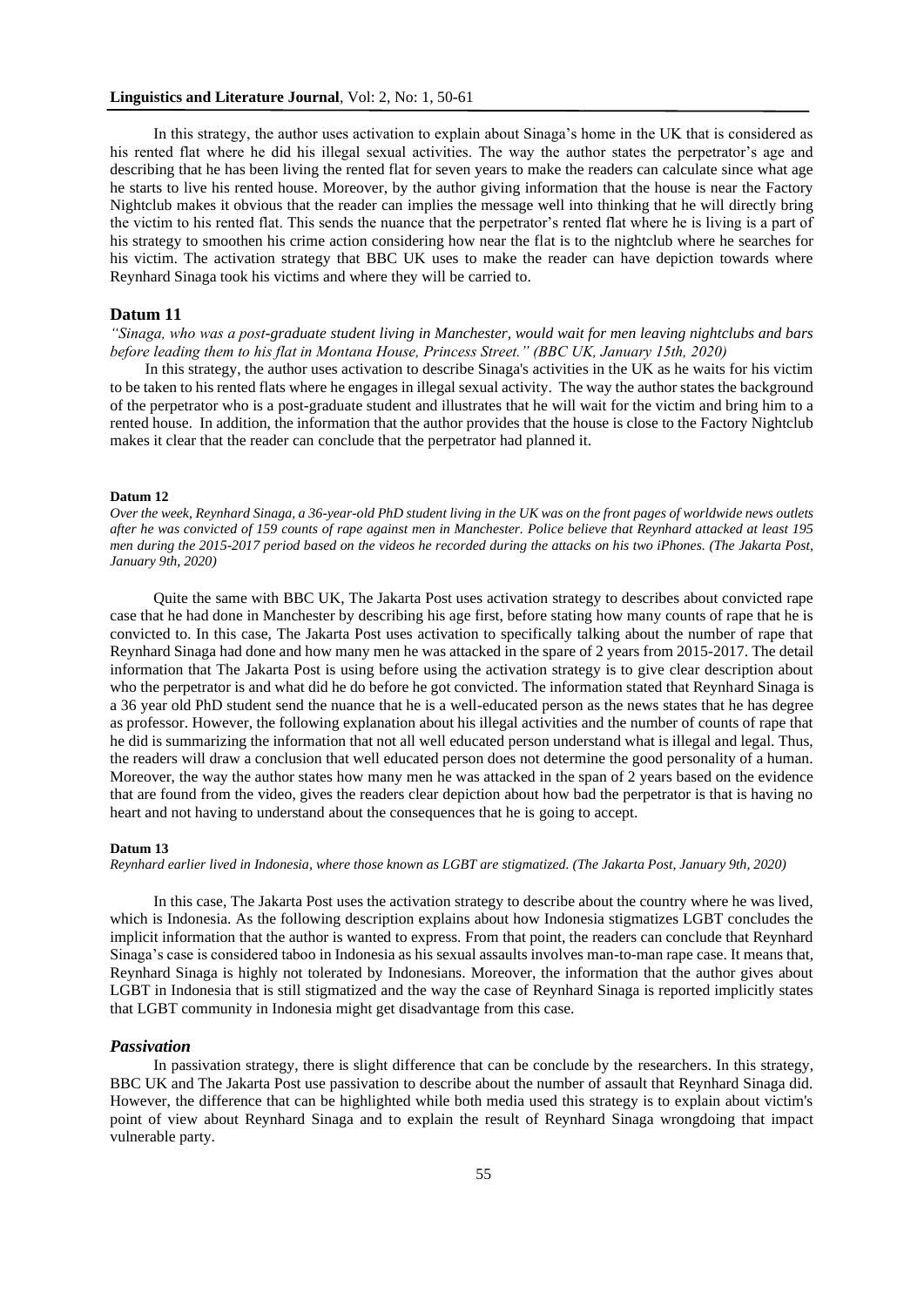In this strategy, the author uses activation to explain about Sinaga's home in the UK that is considered as his rented flat where he did his illegal sexual activities. The way the author states the perpetrator's age and describing that he has been living the rented flat for seven years to make the readers can calculate since what age he starts to live his rented house. Moreover, by the author giving information that the house is near the Factory Nightclub makes it obvious that the reader can implies the message well into thinking that he will directly bring the victim to his rented flat. This sends the nuance that the perpetrator's rented flat where he is living is a part of his strategy to smoothen his crime action considering how near the flat is to the nightclub where he searches for his victim. The activation strategy that BBC UK uses to make the reader can have depiction towards where Reynhard Sinaga took his victims and where they will be carried to.

## Datum 11

*"Sinaga, who was a post-graduate student living in Manchester, would wait for men leaving nightclubs and bars before leading them to his flat in Montana House, Princess Street." (BBC UK, January 15th, 2020)*

In this strategy, the author uses activation to describe Sinaga's activities in the UK as he waits for his victim to be taken to his rented flats where he engages in illegal sexual activity. The way the author states the background of the perpetrator who is a post-graduate student and illustrates that he will wait for the victim and bring him to a rented house. In addition, the information that the author provides that the house is close to the Factory Nightclub makes it clear that the reader can conclude that the perpetrator had planned it.

## Datum 12

*Over the week, Reynhard Sinaga, a 36-year-old PhD student living in the UK was on the front pages of worldwide news outlets after he was convicted of 159 counts of rape against men in Manchester. Police believe that Reynhard attacked at least 195 men during the 2015-2017 period based on the videos he recorded during the attacks on his two iPhones. (The Jakarta Post, January 9th, 2020)*

Quite the same with BBC UK, The Jakarta Post uses activation strategy to describes about convicted rape case that he had done in Manchester by describing his age first, before stating how many counts of rape that he is convicted to. In this case, The Jakarta Post uses activation to specifically talking about the number of rape that Reynhard Sinaga had done and how many men he was attacked in the spare of 2 years from 2015-2017. The detail information that The Jakarta Post is using before using the activation strategy is to give clear description about who the perpetrator is and what did he do before he got convicted. The information stated that Reynhard Sinaga is a 36 year old PhD student send the nuance that he is a well-educated person as the news states that he has degree as professor. However, the following explanation about his illegal activities and the number of counts of rape that he did is summarizing the information that not all well educated person understand what is illegal and legal. Thus, the readers will draw a conclusion that well educated person does not determine the good personality of a human. Moreover, the way the author states how many men he was attacked in the span of 2 years based on the evidence that are found from the video, gives the readers clear depiction about how bad the perpetrator is that is having no heart and not having to understand about the consequences that he is going to accept.

## Datum 13

*Reynhard earlier lived in Indonesia, where those known as LGBT are stigmatized. (The Jakarta Post, January 9th, 2020)*

In this case, The Jakarta Post uses the activation strategy to describe about the country where he was lived, which is Indonesia. As the following description explains about how Indonesia stigmatizes LGBT concludes the implicit information that the author is wanted to express. From that point, the readers can conclude that Reynhard Sinaga's case is considered taboo in Indonesia as his sexual assaults involves man-to-man rape case. It means that, Reynhard Sinaga is highly not tolerated by Indonesians. Moreover, the information that the author gives about LGBT in Indonesia that is still stigmatized and the way the case of Reynhard Sinaga is reported implicitly states that LGBT community in Indonesia might get disadvantage from this case.

### *Passivation*

In passivation strategy, there is slight difference that can be conclude by the researchers. In this strategy, BBC UK and The Jakarta Post use passivation to describe about the number of assault that Reynhard Sinaga did. However, the difference that can be highlighted while both media used this strategy is to explain about victim's point of view about Reynhard Sinaga and to explain the result of Reynhard Sinaga wrongdoing that impact vulnerable party.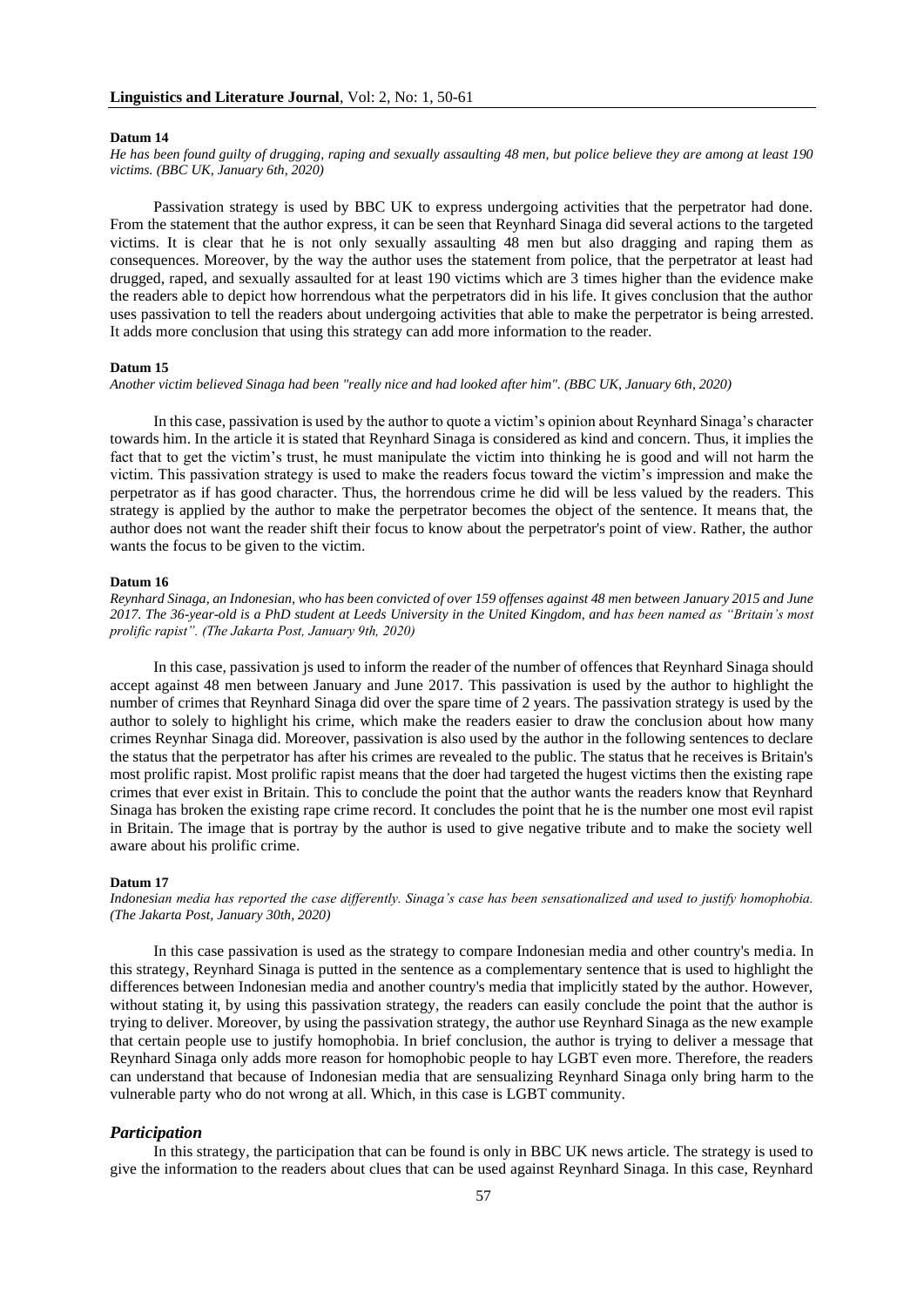**Datum 14**

*He has been found guilty of drugging, raping and sexually assaulting 48 men, but police believe they are among at least 190 victims. (BBC UK, January 6th, 2020)*

Passivation strategy is used by BBC UK to express undergoing activities that the perpetrator had done. From the statement that the author express, it can be seen that Reynhard Sinaga did several actions to the targeted victims. It is clear that he is not only sexually assaulting 48 men but also dragging and raping them as consequences. Moreover, by the way the author uses the statement from police, that the perpetrator at least had drugged, raped, and sexually assaulted for at least 190 victims which are 3 times higher than the evidence make the readers able to depict how horrendous what the perpetrators did in his life. It gives conclusion that the author uses passivation to tell the readers about undergoing activities that able to make the perpetrator is being arrested. It adds more conclusion that using this strategy can add more information to the reader.

**Datum 15**

*Another victim believed Sinaga had been "really nice and had looked after him". (BBC UK, January 6th, 2020)*

In this case, passivation is used by the author to quote a victim's opinion about Reynhard Sinaga's character towards him. In the article it is stated that Reynhard Sinaga is considered as kind and concern. Thus, it implies the fact that to get the victim's trust, he must manipulate the victim into thinking he is good and will not harm the victim. This passivation strategy is used to make the readers focus toward the victim's impression and make the perpetrator as if has good character. Thus, the horrendous crime he did will be less valued by the readers. This strategy is applied by the author to make the perpetrator becomes the object of the sentence. It means that, the author does not want the reader shift their focus to know about the perpetrator's point of view. Rather, the author wants the focus to be given to the victim.

**Datum 16**

*Reynhard Sinaga, an Indonesian, who has been convicted of over 159 offenses against 48 men between January 2015 and June 2017. The 36-year-old is a PhD student at Leeds University in the United Kingdom, and has been named as "Britain's most prolific rapist". (The Jakarta Post, January 9th, 2020)*

In this case, passivation js used to inform the reader of the number of offences that Reynhard Sinaga should accept against 48 men between January and June 2017. This passivation is used by the author to highlight the number of crimes that Reynhard Sinaga did over the spare time of 2 years. The passivation strategy is used by the author to solely to highlight his crime, which make the readers easier to draw the conclusion about how many crimes Reynhar Sinaga did. Moreover, passivation is also used by the author in the following sentences to declare the status that the perpetrator has after his crimes are revealed to the public. The status that he receives is Britain's most prolific rapist. Most prolific rapist means that the doer had targeted the hugest victims then the existing rape crimes that ever exist in Britain. This to conclude the point that the author wants the readers know that Reynhard Sinaga has broken the existing rape crime record. It concludes the point that he is the number one most evil rapist in Britain. The image that is portray by the author is used to give negative tribute and to make the society well aware about his prolific crime.

**Datum 17**

*Indonesian media has reported the case differently. Sinaga's case has been sensationalized and used to justify homophobia. (The Jakarta Post, January 30th, 2020)*

In this case passivation is used as the strategy to compare Indonesian media and other country's media. In this strategy, Reynhard Sinaga is putted in the sentence as a complementary sentence that is used to highlight the differences between Indonesian media and another country's media that implicitly stated by the author. However, without stating it, by using this passivation strategy, the readers can easily conclude the point that the author is trying to deliver. Moreover, by using the passivation strategy, the author use Reynhard Sinaga as the new example that certain people use to justify homophobia. In brief conclusion, the author is trying to deliver a message that Reynhard Sinaga only adds more reason for homophobic people to hay LGBT even more. Therefore, the readers can understand that because of Indonesian media that are sensualizing Reynhard Sinaga only bring harm to the vulnerable party who do not wrong at all. Which, in this case is LGBT community.

### *Participation*

In this strategy, the participation that can be found is only in BBC UK news article. The strategy is used to give the information to the readers about clues that can be used against Reynhard Sinaga. In this case, Reynhard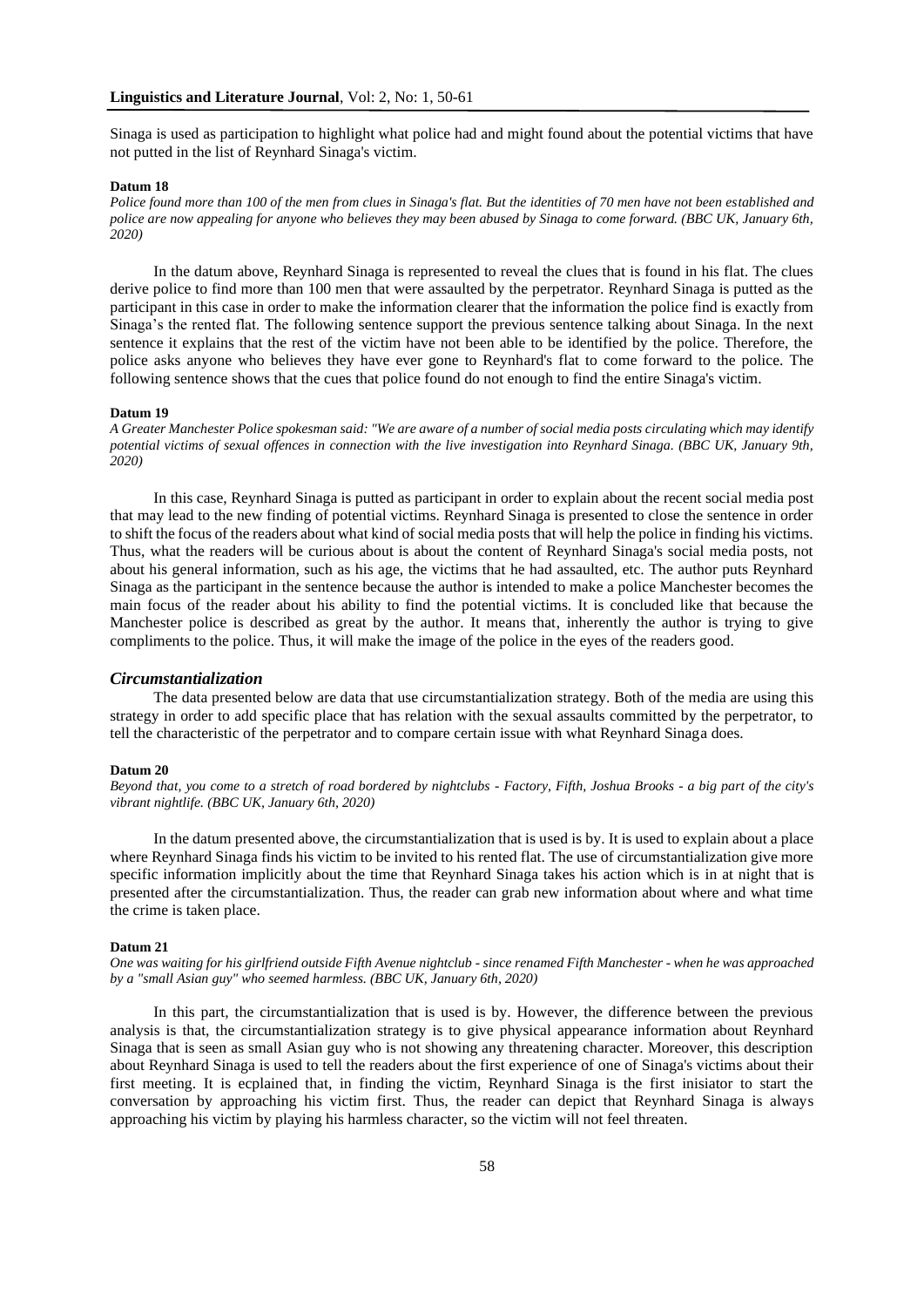Sinaga is used as participation to highlight what police had and might found about the potential victims that have not putted in the list of Reynhard Sinaga's victim.

**Datum 18**

*Police found more than 100 of the men from clues in Sinaga's flat. But the identities of 70 men have not been established and police are now appealing for anyone who believes they may been abused by Sinaga to come forward. (BBC UK, January 6th, 2020)*

In the datum above, Reynhard Sinaga is represented to reveal the clues that is found in his flat. The clues derive police to find more than 100 men that were assaulted by the perpetrator. Reynhard Sinaga is putted as the participant in this case in order to make the information clearer that the information the police find is exactly from Sinaga's the rented flat. The following sentence support the previous sentence talking about Sinaga. In the next sentence it explains that the rest of the victim have not been able to be identified by the police. Therefore, the police asks anyone who believes they have ever gone to Reynhard's flat to come forward to the police. The following sentence shows that the cues that police found do not enough to find the entire Sinaga's victim.

**Datum 19**

*A Greater Manchester Police spokesman said: "We are aware of a number of social media posts circulating which may identify potential victims of sexual offences in connection with the live investigation into Reynhard Sinaga. (BBC UK, January 9th, 2020)*

In this case, Reynhard Sinaga is putted as participant in order to explain about the recent social media post that may lead to the new finding of potential victims. Reynhard Sinaga is presented to close the sentence in order to shift the focus of the readers about what kind of social media posts that will help the police in finding his victims. Thus, what the readers will be curious about is about the content of Reynhard Sinaga's social media posts, not about his general information, such as his age, the victims that he had assaulted, etc. The author puts Reynhard Sinaga as the participant in the sentence because the author is intended to make a police Manchester becomes the main focus of the reader about his ability to find the potential victims. It is concluded like that because the Manchester police is described as great by the author. It means that, inherently the author is trying to give compliments to the police. Thus, it will make the image of the police in the eyes of the readers good.

### *Circumstantialization*

The data presented below are data that use circumstantialization strategy. Both of the media are using this strategy in order to add specific place that has relation with the sexual assaults committed by the perpetrator, to tell the characteristic of the perpetrator and to compare certain issue with what Reynhard Sinaga does.

**Datum 20**

*Beyond that, you come to a stretch of road bordered by nightclubs - Factory, Fifth, Joshua Brooks - a big part of the city's vibrant nightlife. (BBC UK, January 6th, 2020)*

In the datum presented above, the circumstantialization that is used is by. It is used to explain about a place where Reynhard Sinaga finds his victim to be invited to his rented flat. The use of circumstantialization give more specific information implicitly about the time that Reynhard Sinaga takes his action which is in at night that is presented after the circumstantialization. Thus, the reader can grab new information about where and what time the crime is taken place.

**Datum 21**

*One was waiting for his girlfriend outside Fifth Avenue nightclub - since renamed Fifth Manchester - when he was approached by a "small Asian guy" who seemed harmless. (BBC UK, January 6th, 2020)*

In this part, the circumstantialization that is used is by. However, the difference between the previous analysis is that, the circumstantialization strategy is to give physical appearance information about Reynhard Sinaga that is seen as small Asian guy who is not showing any threatening character. Moreover, this description about Reynhard Sinaga is used to tell the readers about the first experience of one of Sinaga's victims about their first meeting. It is ecplained that, in finding the victim, Reynhard Sinaga is the first inisiator to start the conversation by approaching his victim first. Thus, the reader can depict that Reynhard Sinaga is always approaching his victim by playing his harmless character, so the victim will not feel threaten.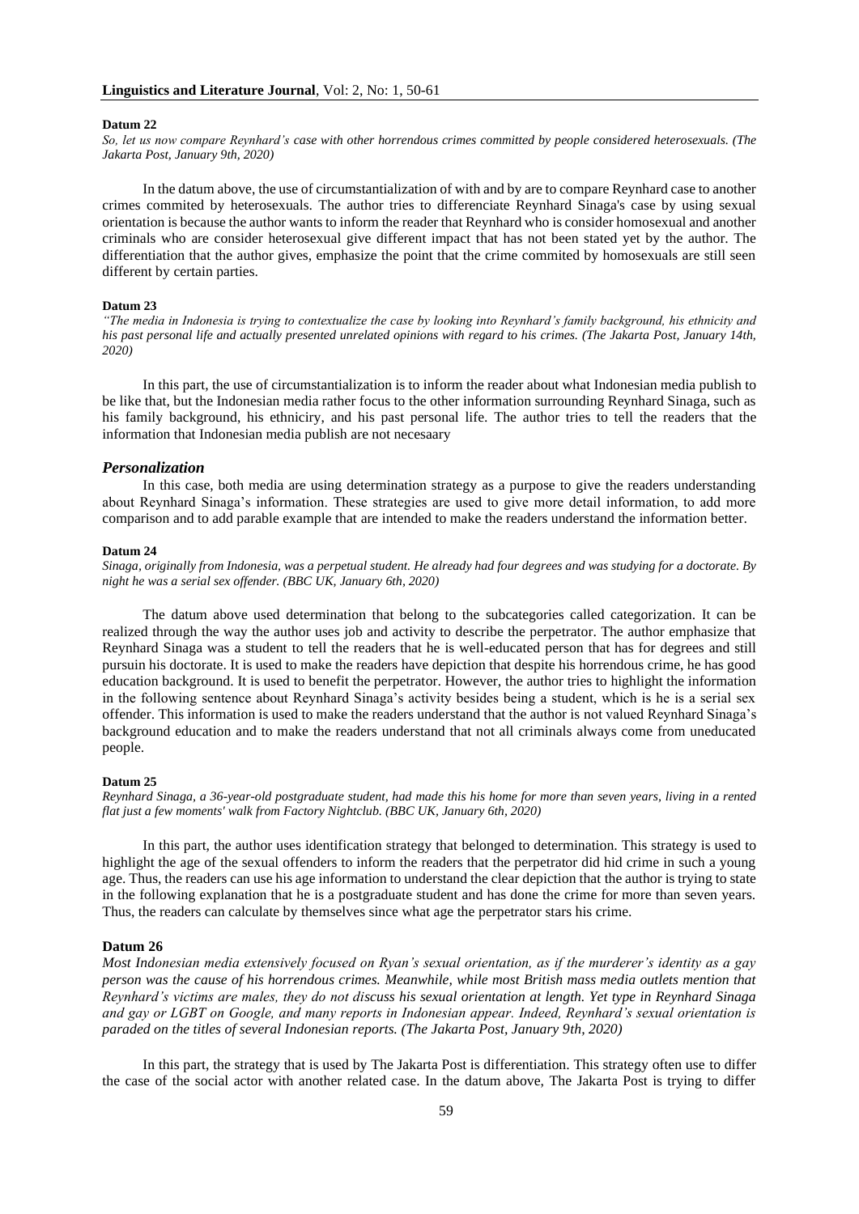**Datum 22**

*So, let us now compare Reynhard's case with other horrendous crimes committed by people considered heterosexuals. (The Jakarta Post, January 9th, 2020)*

In the datum above, the use of circumstantialization of with and by are to compare Reynhard case to another crimes commited by heterosexuals. The author tries to differenciate Reynhard Sinaga's case by using sexual orientation is because the author wants to inform the reader that Reynhard who is consider homosexual and another criminals who are consider heterosexual give different impact that has not been stated yet by the author. The differentiation that the author gives, emphasize the point that the crime commited by homosexuals are still seen different by certain parties.

**Datum 23**

*"The media in Indonesia is trying to contextualize the case by looking into Reynhard's family background, his ethnicity and his past personal life and actually presented unrelated opinions with regard to his crimes. (The Jakarta Post, January 14th, 2020)*

In this part, the use of circumstantialization is to inform the reader about what Indonesian media publish to be like that, but the Indonesian media rather focus to the other information surrounding Reynhard Sinaga, such as his family background, his ethniciry, and his past personal life. The author tries to tell the readers that the information that Indonesian media publish are not necesaary

### *Personalization*

In this case, both media are using determination strategy as a purpose to give the readers understanding about Reynhard Sinaga's information. These strategies are used to give more detail information, to add more comparison and to add parable example that are intended to make the readers understand the information better.

**Datum 24**

*Sinaga, originally from Indonesia, was a perpetual student. He already had four degrees and was studying for a doctorate. By night he was a serial sex offender. (BBC UK, January 6th, 2020)*

The datum above used determination that belong to the subcategories called categorization. It can be realized through the way the author uses job and activity to describe the perpetrator. The author emphasize that Reynhard Sinaga was a student to tell the readers that he is well-educated person that has for degrees and still pursuin his doctorate. It is used to make the readers have depiction that despite his horrendous crime, he has good education background. It is used to benefit the perpetrator. However, the author tries to highlight the information in the following sentence about Reynhard Sinaga's activity besides being a student, which is he is a serial sex offender. This information is used to make the readers understand that the author is not valued Reynhard Sinaga's background education and to make the readers understand that not all criminals always come from uneducated people.

**Datum 25**

*Reynhard Sinaga, a 36-year-old postgraduate student, had made this his home for more than seven years, living in a rented flat just a few moments' walk from Factory Nightclub. (BBC UK, January 6th, 2020)*

In this part, the author uses identification strategy that belonged to determination. This strategy is used to highlight the age of the sexual offenders to inform the readers that the perpetrator did hid crime in such a young age. Thus, the readers can use his age information to understand the clear depiction that the author is trying to state in the following explanation that he is a postgraduate student and has done the crime for more than seven years. Thus, the readers can calculate by themselves since what age the perpetrator stars his crime.

**Datum 26**

*Most Indonesian media extensively focused on Ryan's sexual orientation, as if the murderer's identity as a gay person was the cause of his horrendous crimes. Meanwhile, while most British mass media outlets mention that Reynhard's victims are males, they do not discuss his sexual orientation at length. Yet type in Reynhard Sinaga and gay or LGBT on Google, and many reports in Indonesian appear. Indeed, Reynhard's sexual orientation is paraded on the titles of several Indonesian reports. (The Jakarta Post, January 9th, 2020)*

In this part, the strategy that is used by The Jakarta Post is differentiation. This strategy often use to differ the case of the social actor with another related case. In the datum above, The Jakarta Post is trying to differ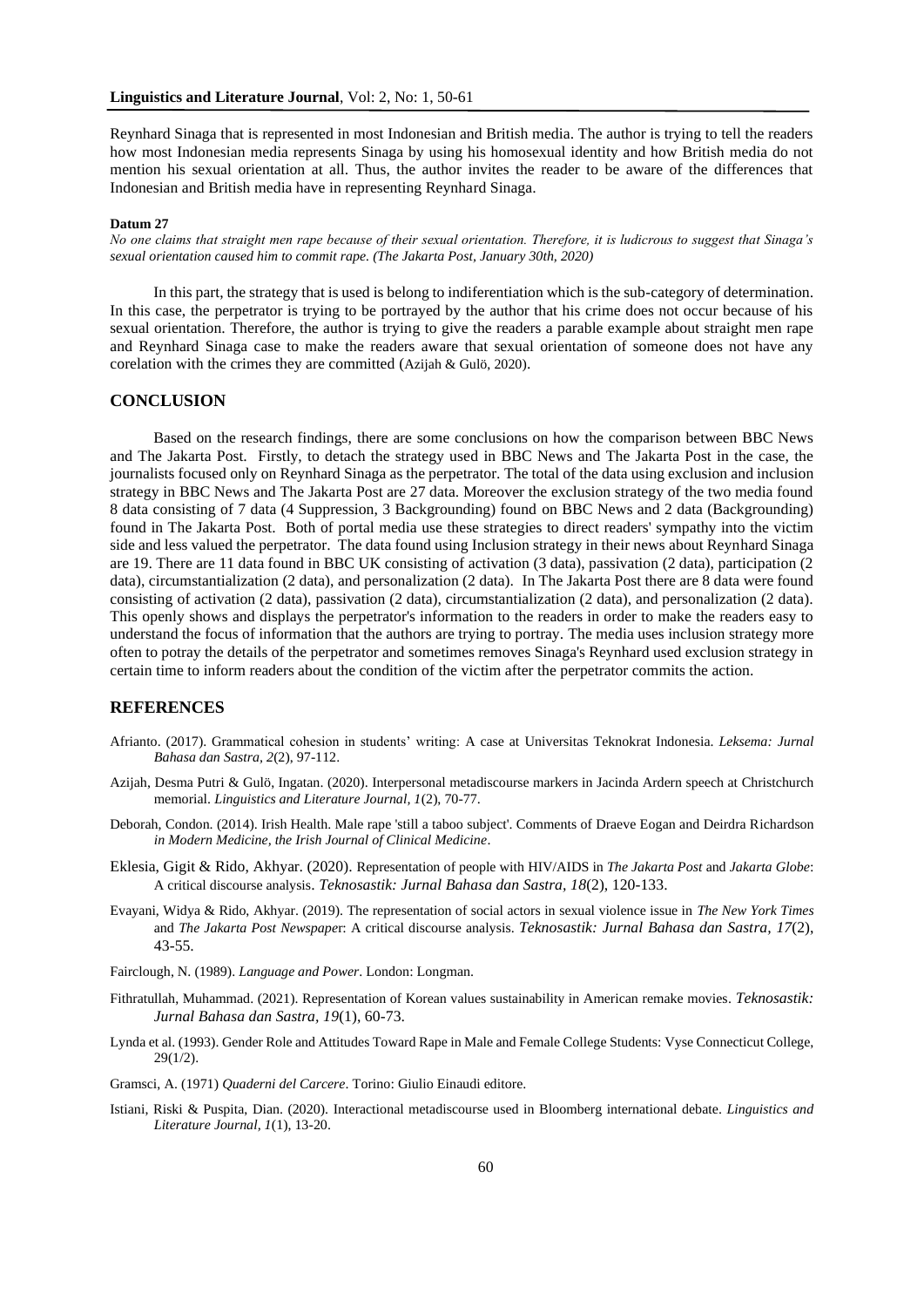Reynhard Sinaga that is represented in most Indonesian and British media. The author is trying to tell the readers how most Indonesian media represents Sinaga by using his homosexual identity and how British media do not mention his sexual orientation at all. Thus, the author invites the reader to be aware of the differences that Indonesian and British media have in representing Reynhard Sinaga.

**Datum 27**

*No one claims that straight men rape because of their sexual orientation. Therefore, it is ludicrous to suggest that Sinaga's sexual orientation caused him to commit rape. (The Jakarta Post, January 30th, 2020)*

In this part, the strategy that is used is belong to indiferentiation which is the sub-category of determination. In this case, the perpetrator is trying to be portrayed by the author that his crime does not occur because of his sexual orientation. Therefore, the author is trying to give the readers a parable example about straight men rape and Reynhard Sinaga case to make the readers aware that sexual orientation of someone does not have any corelation with the crimes they are committed (Azijah & Gulö, 2020).

## CONCLUSION

Based on the research findings, there are some conclusions on how the comparison between BBC News and The Jakarta Post. Firstly, to detach the strategy used in BBC News and The Jakarta Post in the case, the journalists focused only on Reynhard Sinaga as the perpetrator. The total of the data using exclusion and inclusion strategy in BBC News and The Jakarta Post are 27 data. Moreover the exclusion strategy of the two media found 8 data consisting of 7 data (4 Suppression, 3 Backgrounding) found on BBC News and 2 data (Backgrounding) found in The Jakarta Post. Both of portal media use these strategies to direct readers' sympathy into the victim side and less valued the perpetrator. The data found using Inclusion strategy in their news about Reynhard Sinaga are 19. There are 11 data found in BBC UK consisting of activation (3 data), passivation (2 data), participation (2 data), circumstantialization (2 data), and personalization (2 data). In The Jakarta Post there are 8 data were found consisting of activation (2 data), passivation (2 data), circumstantialization (2 data), and personalization (2 data). This openly shows and displays the perpetrator's information to the readers in order to make the readers easy to understand the focus of information that the authors are trying to portray. The media uses inclusion strategy more often to potray the details of the perpetrator and sometimes removes Sinaga's Reynhard used exclusion strategy in certain time to inform readers about the condition of the victim after the perpetrator commits the action.

## REFERENCES

Afrianto. (2017). Grammatical cohesion in students' writing: A case at Universitas Teknokrat Indonesia. *Leksema: Jurnal Bahasa dan Sastra, 2*(2), 97-112.

Azijah, Desma Putri & Gulö, Ingatan. (2020). Interpersonal metadiscourse markers in Jacinda Ardern speech at Christchurch memorial. *Linguistics and Literature Journal, 1*(2), 70-77.

Deborah, Condon. (2014). Irish Health. Male rape 'still a taboo subject'. Comments of Draeve Eogan and Deirdra Richardson *in Modern Medicine, the Irish Journal of Clinical Medicine*.

Eklesia, Gigit & Rido, Akhyar. (2020). Representation of people with HIV/AIDS in *The Jakarta Post* and *Jakarta Globe*: A critical discourse analysis. *Teknosastik: Jurnal Bahasa dan Sastra, 18*(2), 120-133.

Evayani, Widya & Rido, Akhyar. (2019). The representation of social actors in sexual violence issue in *The New York Times* and *The Jakarta Post Newspaper*: A critical discourse analysis. *Teknosastik: Jurnal Bahasa dan Sastra, 17*(2), 43-55.

Fairclough, N. (1989). *Language and Power*. London: Longman.

Fithratullah, Muhammad. (2021). Representation of Korean values sustainability in American remake movies. *Teknosastik: Jurnal Bahasa dan Sastra, 19*(1), 60-73.

Lynda et al. (1993). Gender Role and Attitudes Toward Rape in Male and Female College Students: Vyse Connecticut College, 29(1/2).

Gramsci, A. (1971) *Quaderni del Carcere*. Torino: Giulio Einaudi editore.

Istiani, Riski & Puspita, Dian. (2020). Interactional metadiscourse used in Bloomberg international debate. *Linguistics and Literature Journal, 1*(1), 13-20.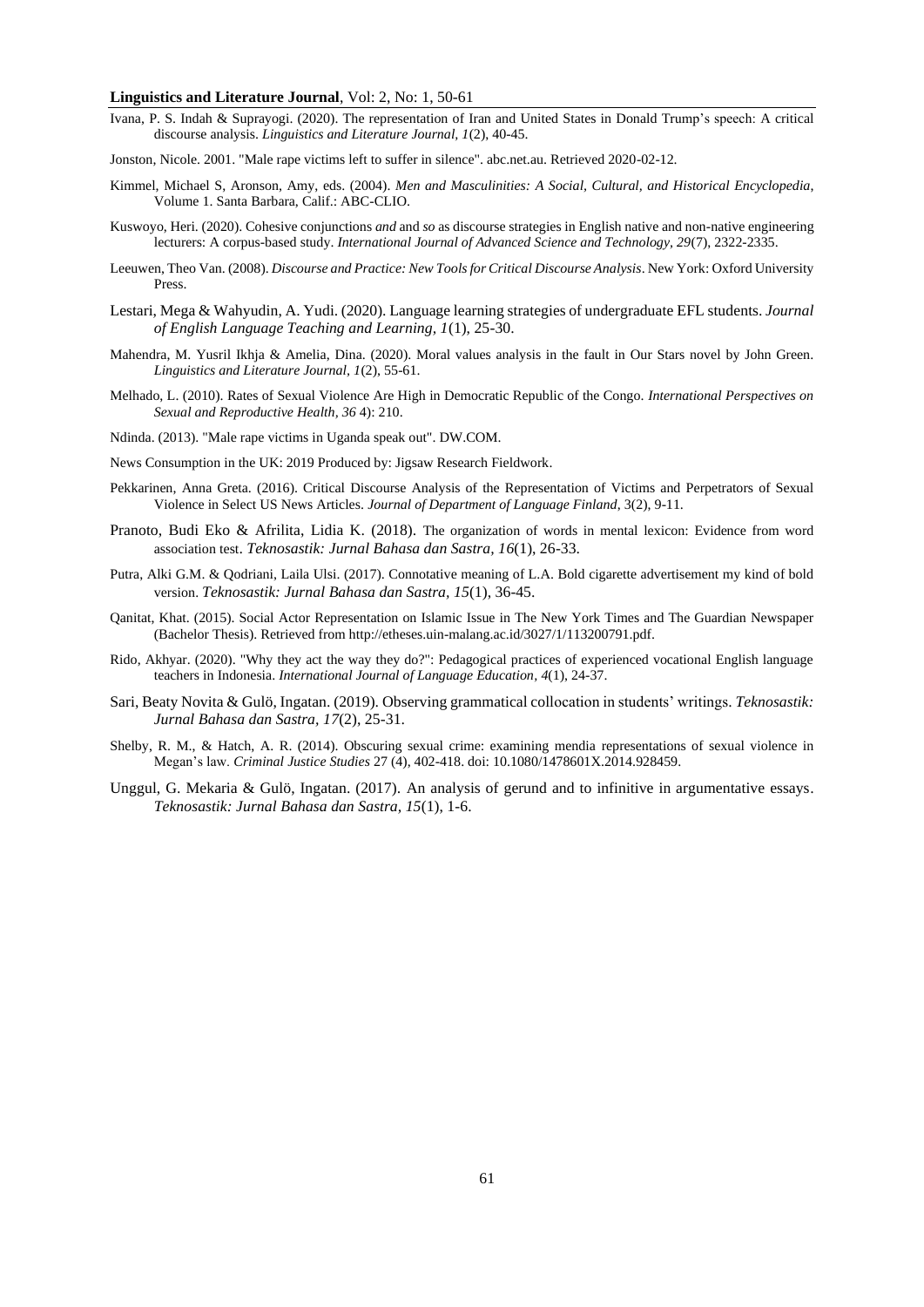Ivana, P. S. Indah & Suprayogi. (2020). The representation of Iran and United States in Donald Trump's speech: A critical discourse analysis. *Linguistics and Literature Journal, 1*(2), 40-45.

Jonston, Nicole. 2001. "Male rape victims left to suffer in silence". abc.net.au. Retrieved 2020-02-12.

Kimmel, Michael S, Aronson, Amy, eds. (2004). *Men and Masculinities: A Social, Cultural, and Historical Encyclopedia*, Volume 1. Santa Barbara, Calif.: ABC-CLIO.

Kuswoyo, Heri. (2020). Cohesive conjunctions *and* and *so* as discourse strategies in English native and non-native engineering lecturers: A corpus-based study. *International Journal of Advanced Science and Technology, 29*(7), 2322-2335.

Leeuwen, Theo Van. (2008). *Discourse and Practice: New Tools for Critical Discourse Analysis*. New York: Oxford University Press.

Lestari, Mega & Wahyudin, A. Yudi. (2020). Language learning strategies of undergraduate EFL students. *Journal of English Language Teaching and Learning, 1*(1), 25-30.

Mahendra, M. Yusril Ikhja & Amelia, Dina. (2020). Moral values analysis in the fault in Our Stars novel by John Green. *Linguistics and Literature Journal, 1*(2), 55-61.

Melhado, L. (2010). Rates of Sexual Violence Are High in Democratic Republic of the Congo. *International Perspectives on Sexual and Reproductive Health, 36* 4): 210.

Ndinda. (2013). "Male rape victims in Uganda speak out". DW.COM.

News Consumption in the UK: 2019 Produced by: Jigsaw Research Fieldwork.

Pekkarinen, Anna Greta. (2016). Critical Discourse Analysis of the Representation of Victims and Perpetrators of Sexual Violence in Select US News Articles. *Journal of Department of Language Finland*, 3(2), 9-11.

Pranoto, Budi Eko & Afrilita, Lidia K. (2018). The organization of words in mental lexicon: Evidence from word association test. *Teknosastik: Jurnal Bahasa dan Sastra, 16*(1), 26-33.

Putra, Alki G.M. & Qodriani, Laila Ulsi. (2017). Connotative meaning of L.A. Bold cigarette advertisement my kind of bold version. *Teknosastik: Jurnal Bahasa dan Sastra, 15*(1), 36-45.

Qanitat, Khat. (2015). Social Actor Representation on Islamic Issue in The New York Times and The Guardian Newspaper (Bachelor Thesis). Retrieved from http://etheses.uin-malang.ac.id/3027/1/113200791.pdf.

Rido, Akhyar. (2020). "Why they act the way they do?": Pedagogical practices of experienced vocational English language teachers in Indonesia. *International Journal of Language Education, 4*(1), 24-37.

Sari, Beaty Novita & Gulö, Ingatan. (2019). Observing grammatical collocation in students' writings. *Teknosastik: Jurnal Bahasa dan Sastra, 17*(2), 25-31.

Shelby, R. M., & Hatch, A. R. (2014). Obscuring sexual crime: examining mendia representations of sexual violence in Megan's law. *Criminal Justice Studies* 27 (4), 402-418. doi: 10.1080/1478601X.2014.928459.

Unggul, G. Mekaria & Gulö, Ingatan. (2017). An analysis of gerund and to infinitive in argumentative essays. *Teknosastik: Jurnal Bahasa dan Sastra, 15*(1), 1-6.